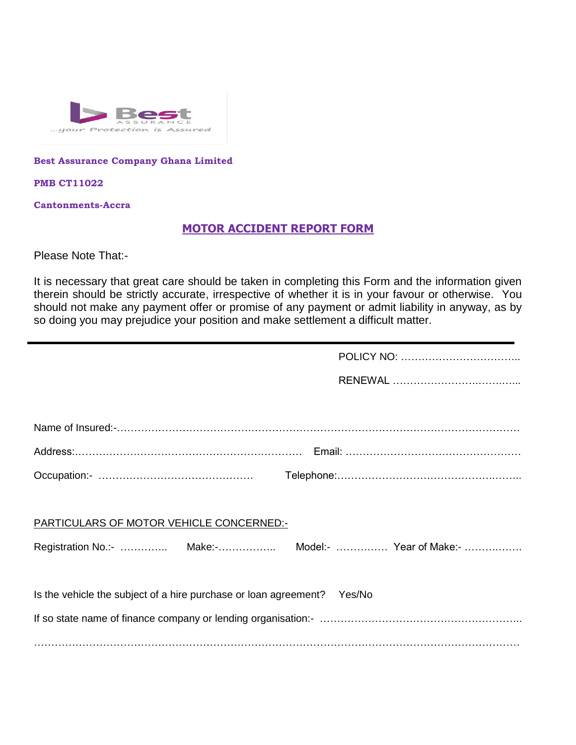**Best Assurance Company Ghana Limited**

**PMB CT11022**

**Cantonments-Accra**

# MOTOR ACCIDENT REPORT FORM

Please Note That:-

It is necessary that great care should be taken in completing this Form and the information given therein should be strictly accurate, irrespective of whether it is in your favour or otherwise. You should not make any payment offer or promise of any payment or admit liability in anyway, as by so doing you may prejudice your position and make settlement a difficult matter.

---

POLICY NO: ……………………………..

RENEWAL ……………………….……..…...

Name of Insured:-………………………………………………………………………………………………………

Address:………………………………………………………… Email: ……………………………………………

Occupation:- ……………………………………… Telephone:…………………………………………..……..

PARTICULARS OF MOTOR VEHICLE CONCERNED:-

Registration No.:- ………….. Make:-…………….. Model:- …………… Year of Make:- ……….…….

Is the vehicle the subject of a hire purchase or loan agreement? Yes/No

If so state name of finance company or lending organisation:- …………………………………………………..

……………………………………………………………………………………………………………………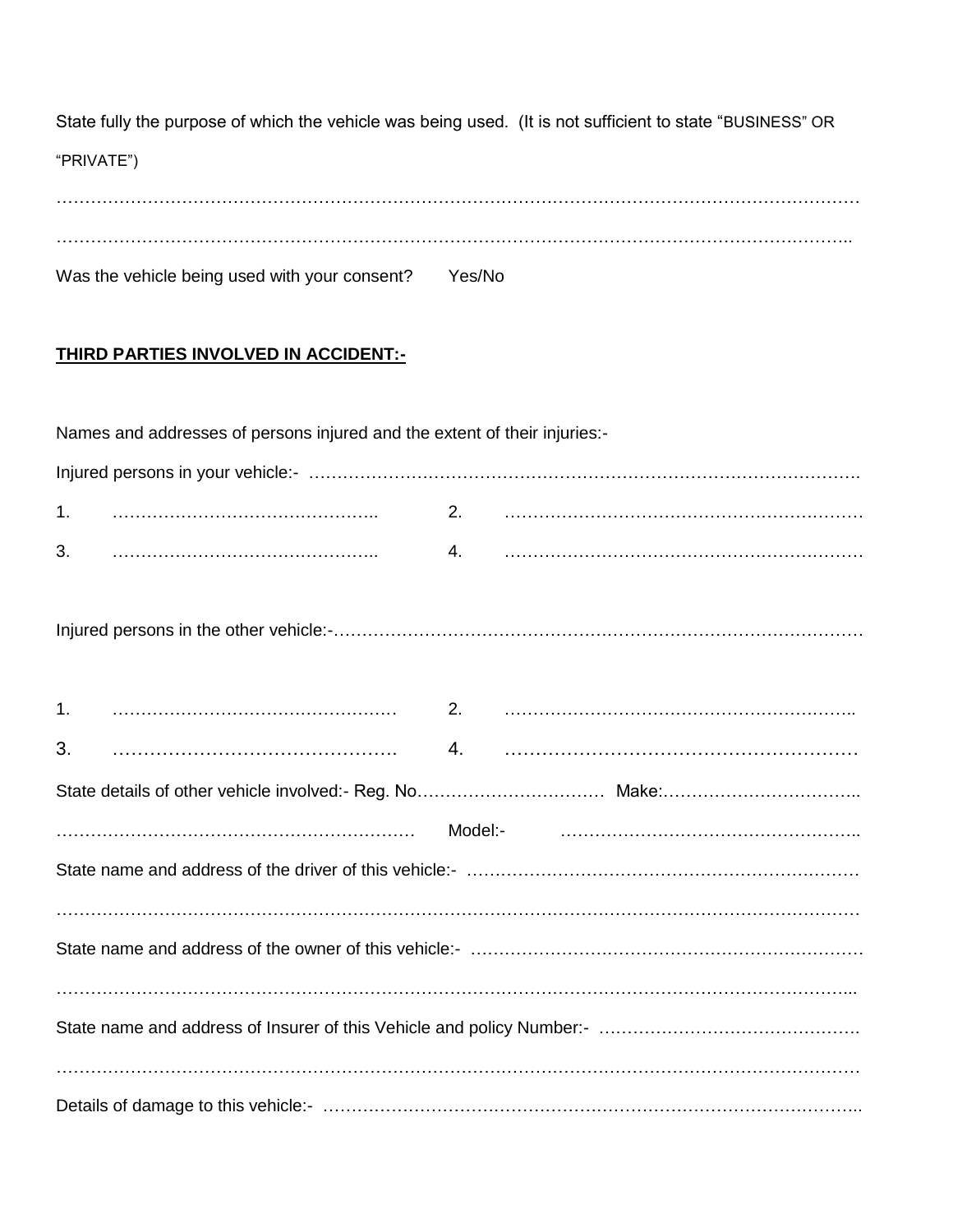State fully the purpose of which the vehicle was being used. (It is not sufficient to state "BUSINESS" OR "PRIVATE")

…………………………………………………………………………………………………………………………………

………………………………………………………………………………………………………………………………..

Was the vehicle being used with your consent? Yes/No

**<u>THIRD PARTIES INVOLVED IN ACCIDENT:-</u>**

Names and addresses of persons injured and the extent of their injuries:-

Injured persons in your vehicle:- ……………………………………………………………………………………….

1. ……………………………………….. 2. ………………………………………………………

3. ……………………………………….. 4. ………………………………………………………

Injured persons in the other vehicle:-……………………………………………………………………………………

1. …………………………………………… 2. ……………………………………………………..

3. ………………………………………. 4. …………………………………………………

State details of other vehicle involved:- Reg. No…………………………… Make:……………………………..

……………………………………………………… Model:- ……………………………………………..

State name and address of the driver of this vehicle:- ………………………………………………………………

…………………………………………………………………………………………………………………………………

State name and address of the owner of this vehicle:- …………………………………………………………………

………………………………………………………………………………………………………………………………...

State name and address of Insurer of this Vehicle and policy Number:- ……………………………………….

…………………………………………………………………………………………………………………………………

Details of damage to this vehicle:- ………………………………………………………………………………..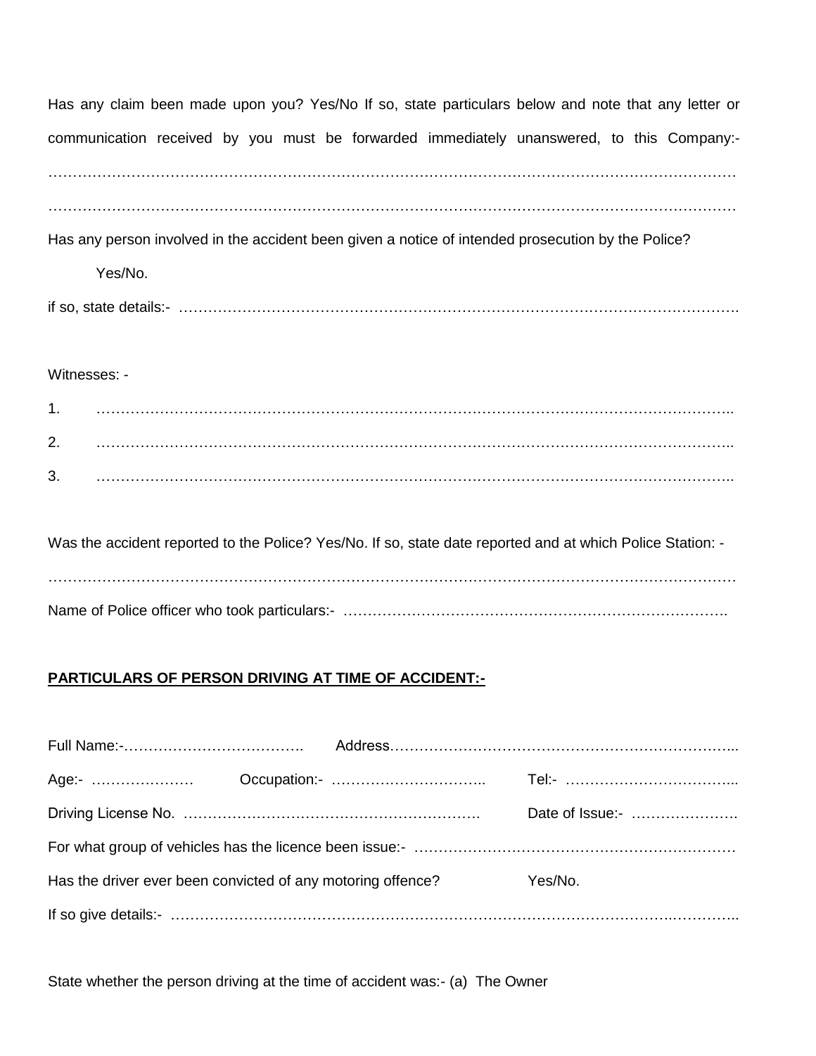Has any claim been made upon you? Yes/No If so, state particulars below and note that any letter or communication received by you must be forwarded immediately unanswered, to this Company:-

……………………………………………………………………………………………………………………………

……………………………………………………………………………………………………………………………

Has any person involved in the accident been given a notice of intended prosecution by the Police?

Yes/No.

if so, state details:- ……………………………………………………………………………………………………….

Witnesses: -

1. ……………………………………………………………………………………………………………………..
2. ……………………………………………………………………………………………………………………..
3. ……………………………………………………………………………………………………………………..

Was the accident reported to the Police? Yes/No. If so, state date reported and at which Police Station: -

……………………………………………………………………………………………………………………………

Name of Police officer who took particulars:- …………………………………………………………………….

**PARTICULARS OF PERSON DRIVING AT TIME OF ACCIDENT:-**

Full Name:-………………………………. Address…………………………………………………………………...

Age:- ………………… Occupation:- ………………………….. Tel:- ……………………………...

Driving License No. ……………………………………………………. Date of Issue:- ………………….

For what group of vehicles has the licence been issue:- …………………………………………………………

Has the driver ever been convicted of any motoring offence? Yes/No.

If so give details:- ……………………………………………………………………………………………………..

State whether the person driving at the time of accident was:- (a) The Owner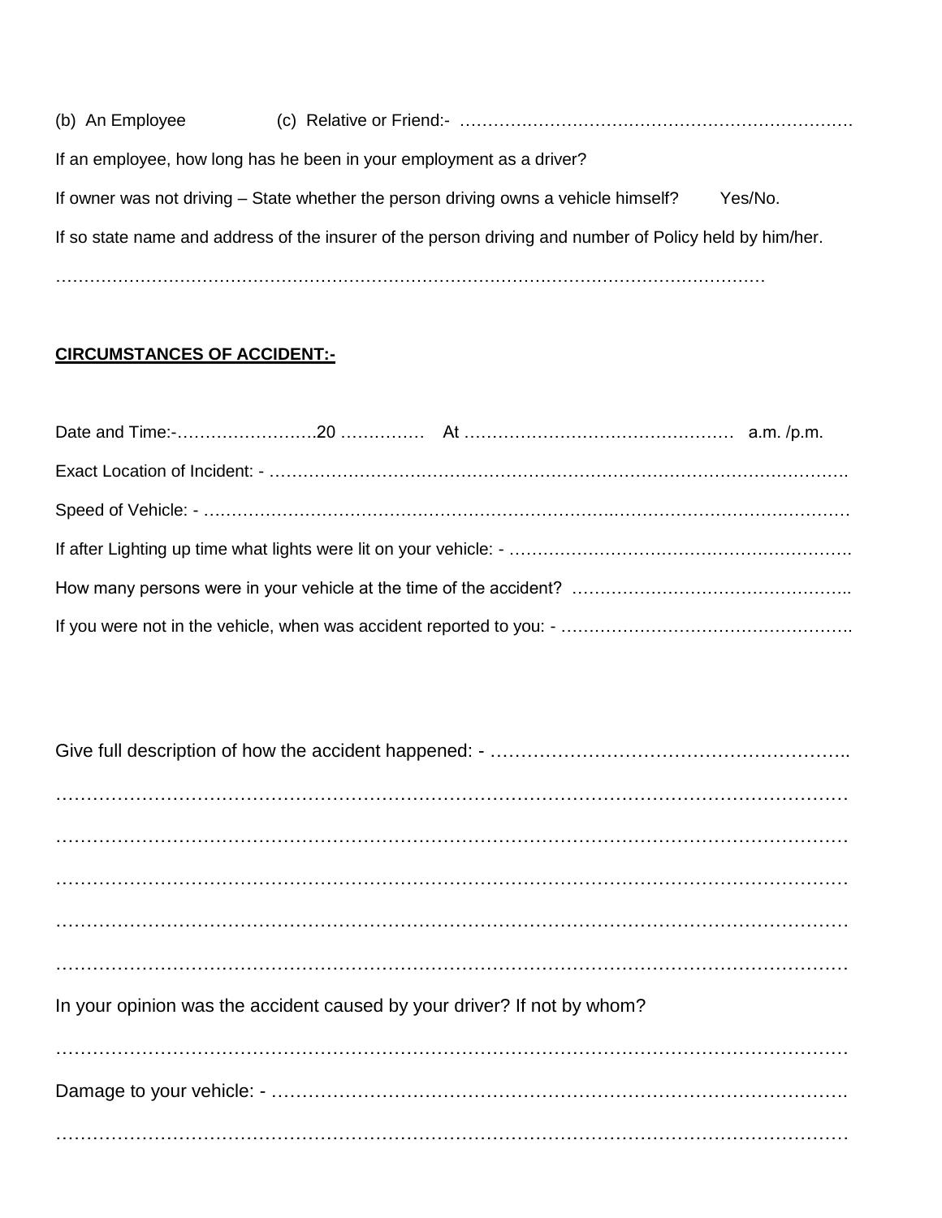(b) An Employee (c) Relative or Friend:- ……………………………………………………………

If an employee, how long has he been in your employment as a driver?

If owner was not driving – State whether the person driving owns a vehicle himself? Yes/No.

If so state name and address of the insurer of the person driving and number of Policy held by him/her.

…………………………………………………………………………………………………………

**CIRCUMSTANCES OF ACCIDENT:-**

Date and Time:-…………………….20 …………… At ………………………………………… a.m. /p.m.

Exact Location of Incident: - ……………………………………………………………………………………….

Speed of Vehicle: - ……………………………………………………………………………………………….

If after Lighting up time what lights were lit on your vehicle: - …………………………………………………….

How many persons were in your vehicle at the time of the accident? …………………………………………..

If you were not in the vehicle, when was accident reported to you: - …………………………………………..

Give full description of how the accident happened: - …………………………………………………..

…………………………………………………………………………………………………………

…………………………………………………………………………………………………………

…………………………………………………………………………………………………………

…………………………………………………………………………………………………………

…………………………………………………………………………………………………………

In your opinion was the accident caused by your driver? If not by whom?

…………………………………………………………………………………………………………

Damage to your vehicle: - ………………………………………………………………………………….

…………………………………………………………………………………………………………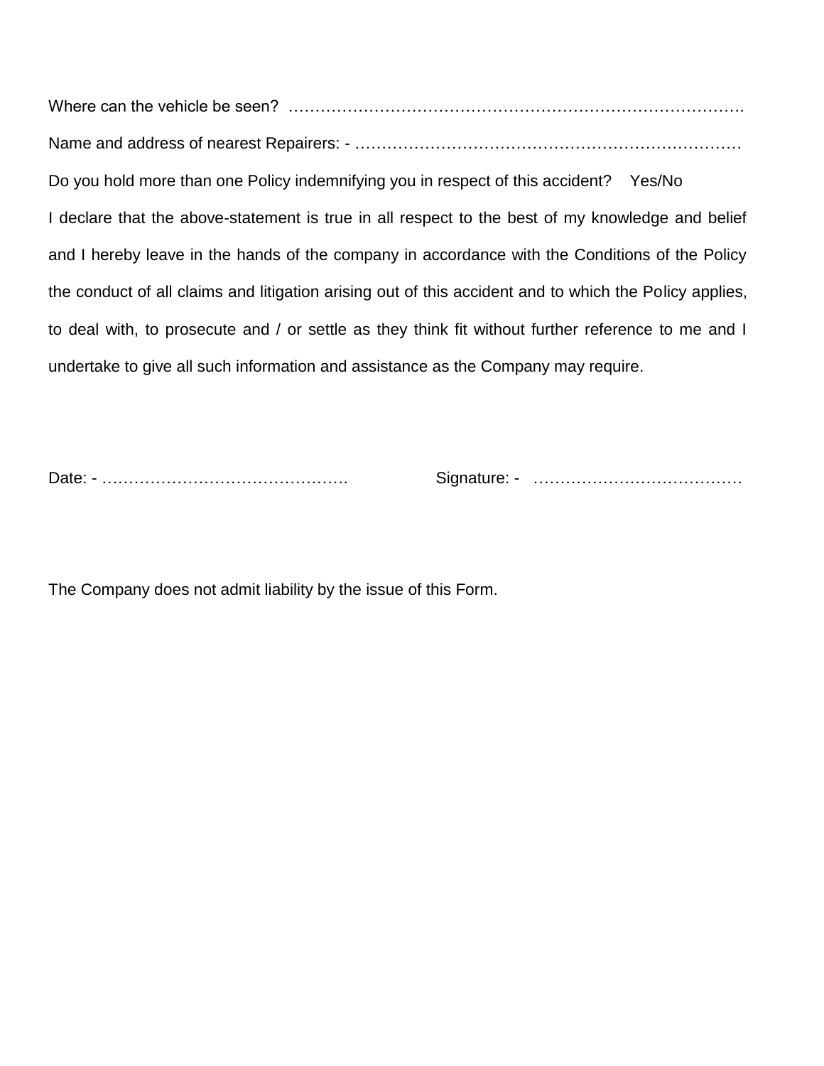Where can the vehicle be seen? …………………………………………………………………………….

Name and address of nearest Repairers: - ………………………………………………………………

Do you hold more than one Policy indemnifying you in respect of this accident? Yes/No

I declare that the above-statement is true in all respect to the best of my knowledge and belief and I hereby leave in the hands of the company in accordance with the Conditions of the Policy the conduct of all claims and litigation arising out of this accident and to which the Policy applies, to deal with, to prosecute and / or settle as they think fit without further reference to me and I undertake to give all such information and assistance as the Company may require.

Date: - ……………………………………… Signature: - …………………………………

The Company does not admit liability by the issue of this Form.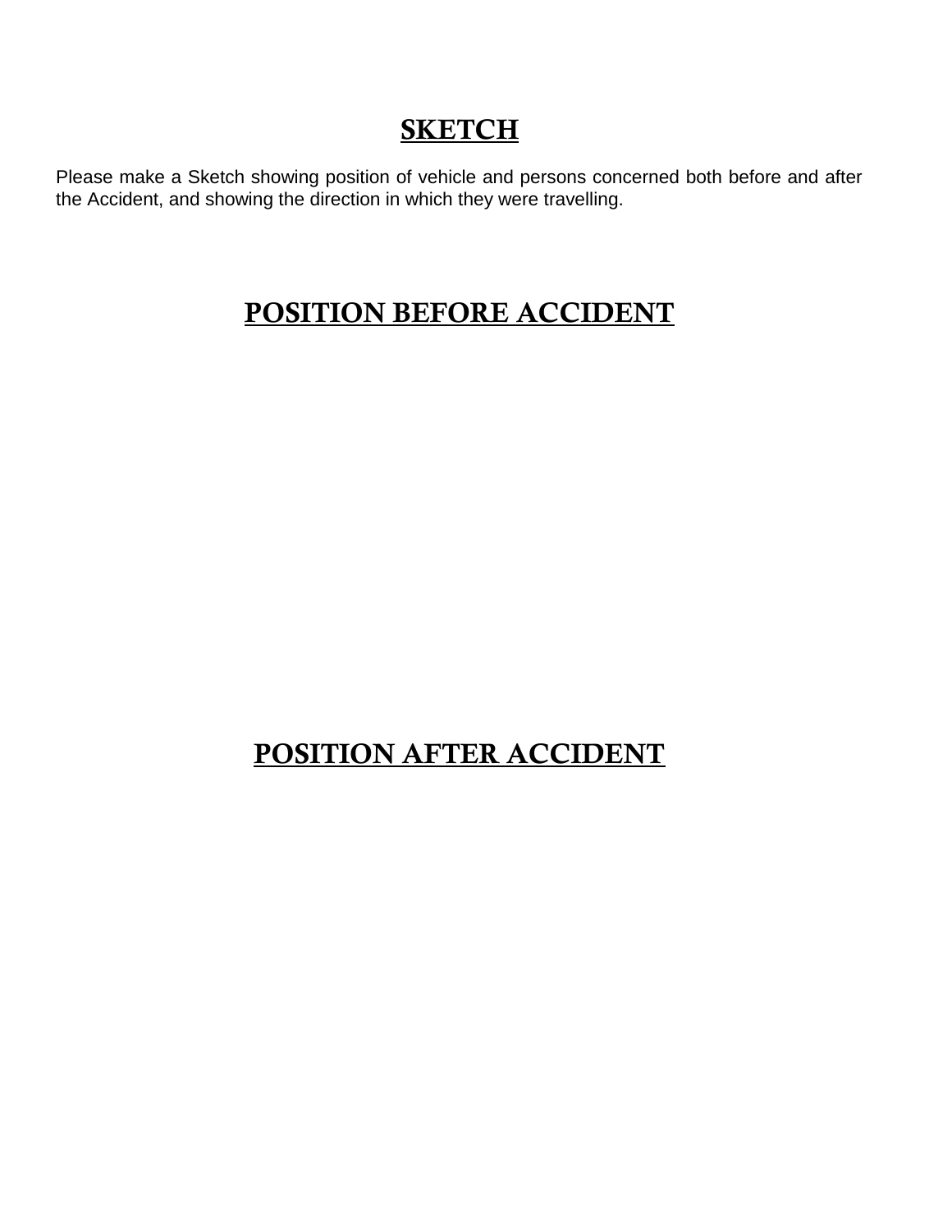## SKETCH

Please make a Sketch showing position of vehicle and persons concerned both before and after the Accident, and showing the direction in which they were travelling.

## POSITION BEFORE ACCIDENT

## POSITION AFTER ACCIDENT